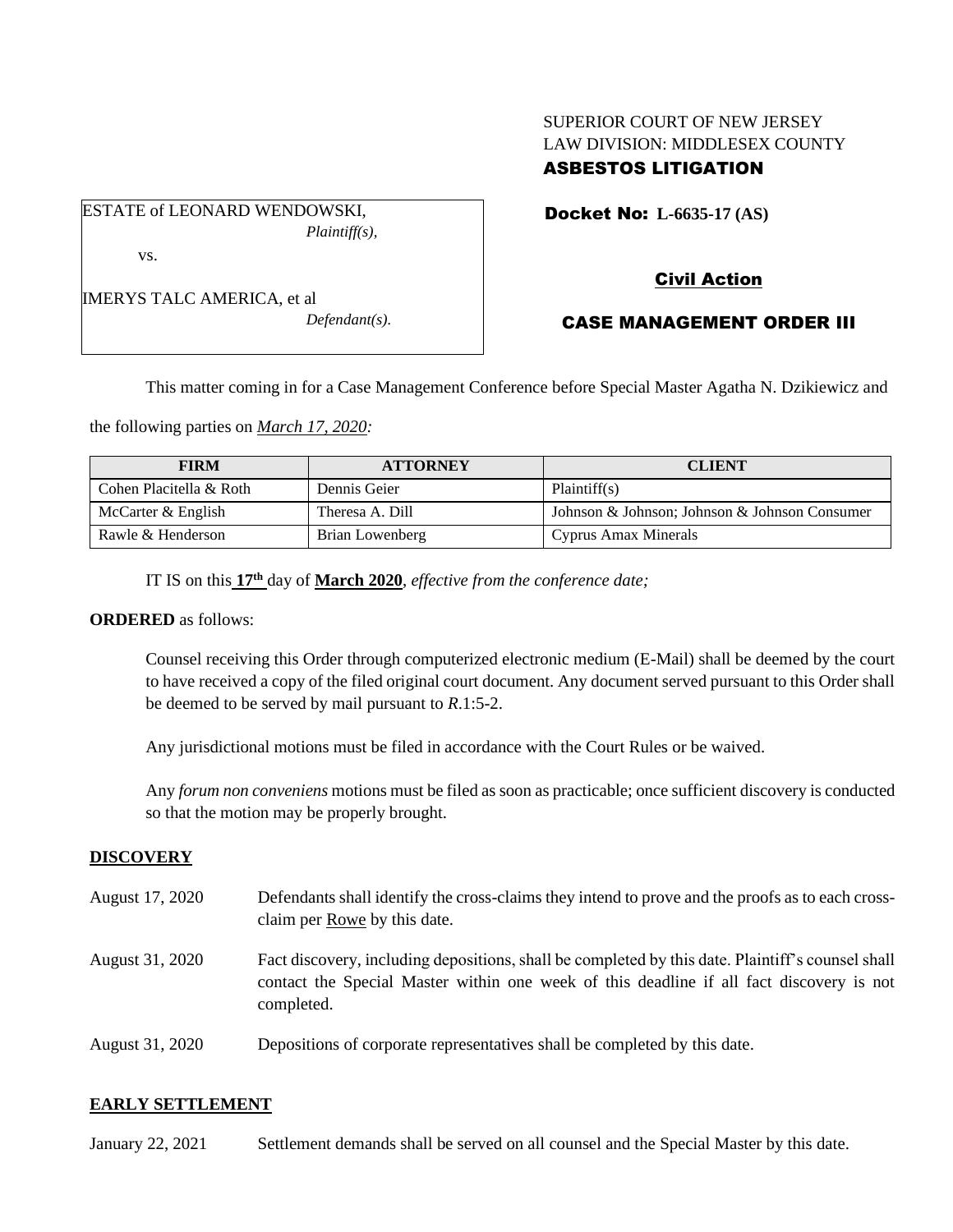SUPERIOR COURT OF NEW JERSEY
LAW DIVISION: MIDDLESEX COUNTY
**ASBESTOS LITIGATION**

ESTATE of LEONARD WENDOWSKI,
*Plaintiff(s),*

vs.

IMERYS TALC AMERICA, et al
*Defendant(s).*

**Docket No: L-6635-17 (AS)**

**Civil Action**

**CASE MANAGEMENT ORDER III**

This matter coming in for a Case Management Conference before Special Master Agatha N. Dzikiewicz and the following parties on *March 17, 2020:*

| FIRM | ATTORNEY | CLIENT |
| --- | --- | --- |
| Cohen Placitella & Roth | Dennis Geier | Plaintiff(s) |
| McCarter & English | Theresa A. Dill | Johnson & Johnson; Johnson & Johnson Consumer |
| Rawle & Henderson | Brian Lowenberg | Cyprus Amax Minerals |

IT IS on this **17th** day of **March 2020**, *effective from the conference date;*

**ORDERED** as follows:

Counsel receiving this Order through computerized electronic medium (E-Mail) shall be deemed by the court to have received a copy of the filed original court document. Any document served pursuant to this Order shall be deemed to be served by mail pursuant to *R*.1:5-2.

Any jurisdictional motions must be filed in accordance with the Court Rules or be waived.

Any *forum non conveniens* motions must be filed as soon as practicable; once sufficient discovery is conducted so that the motion may be properly brought.

## DISCOVERY

August 17, 2020 — Defendants shall identify the cross-claims they intend to prove and the proofs as to each cross-claim per Rowe by this date.

August 31, 2020 — Fact discovery, including depositions, shall be completed by this date. Plaintiff's counsel shall contact the Special Master within one week of this deadline if all fact discovery is not completed.

August 31, 2020 — Depositions of corporate representatives shall be completed by this date.

## EARLY SETTLEMENT

January 22, 2021 — Settlement demands shall be served on all counsel and the Special Master by this date.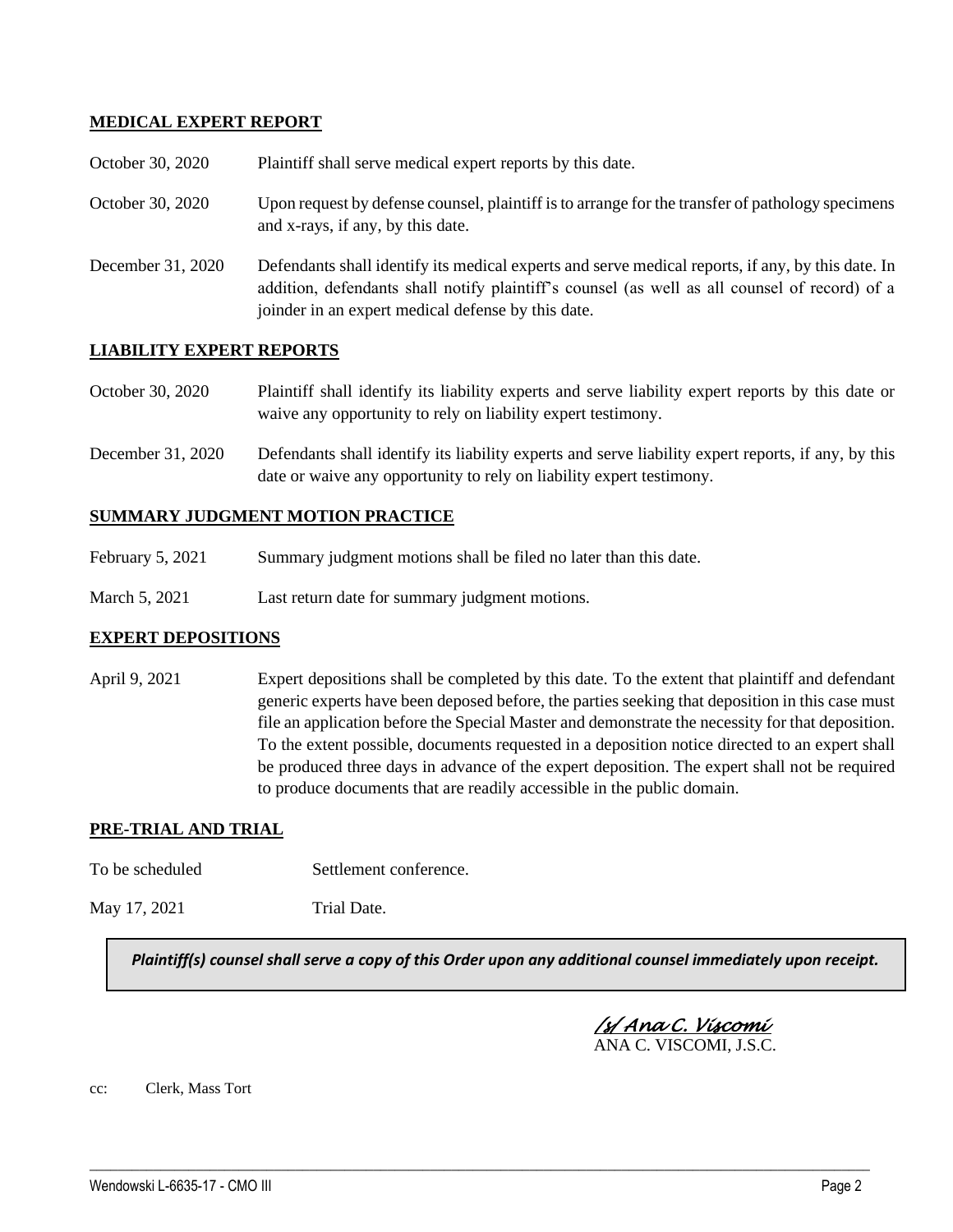**MEDICAL EXPERT REPORT**

| | |
|---|---|
| October 30, 2020 | Plaintiff shall serve medical expert reports by this date. |
| October 30, 2020 | Upon request by defense counsel, plaintiff is to arrange for the transfer of pathology specimens and x-rays, if any, by this date. |
| December 31, 2020 | Defendants shall identify its medical experts and serve medical reports, if any, by this date. In addition, defendants shall notify plaintiff's counsel (as well as all counsel of record) of a joinder in an expert medical defense by this date. |

**LIABILITY EXPERT REPORTS**

| | |
|---|---|
| October 30, 2020 | Plaintiff shall identify its liability experts and serve liability expert reports by this date or waive any opportunity to rely on liability expert testimony. |
| December 31, 2020 | Defendants shall identify its liability experts and serve liability expert reports, if any, by this date or waive any opportunity to rely on liability expert testimony. |

**SUMMARY JUDGMENT MOTION PRACTICE**

| | |
|---|---|
| February 5, 2021 | Summary judgment motions shall be filed no later than this date. |
| March 5, 2021 | Last return date for summary judgment motions. |

**EXPERT DEPOSITIONS**

| | |
|---|---|
| April 9, 2021 | Expert depositions shall be completed by this date. To the extent that plaintiff and defendant generic experts have been deposed before, the parties seeking that deposition in this case must file an application before the Special Master and demonstrate the necessity for that deposition. To the extent possible, documents requested in a deposition notice directed to an expert shall be produced three days in advance of the expert deposition. The expert shall not be required to produce documents that are readily accessible in the public domain. |

**PRE-TRIAL AND TRIAL**

| | |
|---|---|
| To be scheduled | Settlement conference. |
| May 17, 2021 | Trial Date. |

***Plaintiff(s) counsel shall serve a copy of this Order upon any additional counsel immediately upon receipt.***

*/s/ Ana C. Viscomi*
ANA C. VISCOMI, J.S.C.

cc: Clerk, Mass Tort

Wendowski L-6635-17 - CMO III